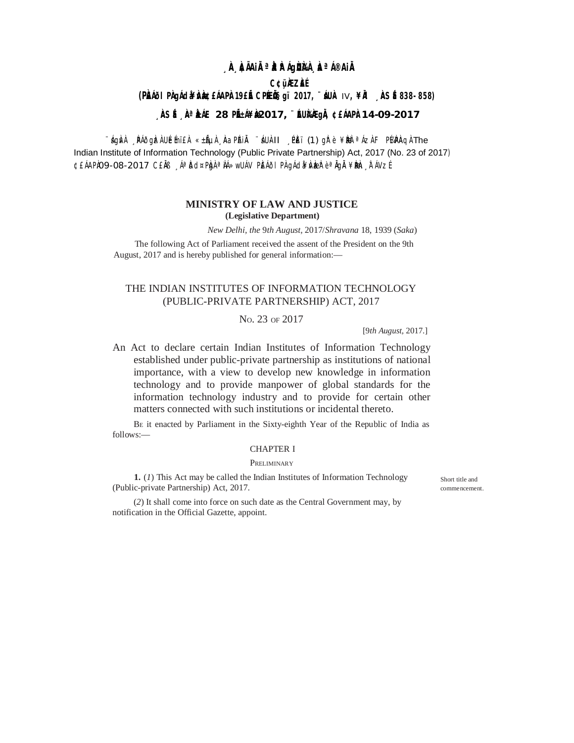¸ÀA¸À¢ÃAiÀÄ ªÀåªÀºÁgÀUÀ¼ÀÄ ¸ÀaªÁ®AiÀÄ

C¢ü¸ÀÆZÀ£É

(PÀ£ÁðlPÀ gÁdå¥ÀvÀæ ¢£ÁAPÀ 19£Éà CPÉÆÖçgï 2017, ¨sÁUÀ IV, ¥ÀÄl ¸ÀASÉå 838-858)

¸ÀASÉå ¸ÀAªÀå±ÁE 28 PÉñÁ¥Àæ 2017, ¨ÉAUÀ¼ÀÆgÀÄ, ¢£ÁAPÀ 14-09-2017

¨sÁgÀvÀ ¸ÀPÁðgÀzÀ ¯ÉÆÃPÀ¸À¨sÁ «±ÉõÀ ¸ÀAaPÉAiÀÄ ¨sÁUÀ-II ¸ÉPÀë£ï (1) gÀ°è ¥ÀæPÀlªÁVgÀÄªÀ F PɼÀPÀAqÀ The Indian Institute of Information Technology (Public Private Partnership) Act, 2017 (No. 23 of 2017) ¢£ÁAPÀ 09-08-2017 C£ÀÄß ¸ÁªÀðd¤PÀgÀ ªÀiÁ»wUÁV PÀ£ÁðlPÀ gÁdå¥ÀvÀæzÀ°è ªÀÄgÀÄ ¥ÀæPÀn¸À¯ÁVzÉ

## MINISTRY OF LAW AND JUSTICE

**(Legislative Department)**

*New Delhi, the* 9*th August,* 2017/*Shravana* 18, 1939 (*Saka*)

The following Act of Parliament received the assent of the President on the 9th August, 2017 and is hereby published for general information:—

# THE INDIAN INSTITUTES OF INFORMATION TECHNOLOGY (PUBLIC-PRIVATE PARTNERSHIP) ACT, 2017

No. 23 of 2017

[9*th August*, 2017.]

An Act to declare certain Indian Institutes of Information Technology established under public-private partnership as institutions of national importance, with a view to develop new knowledge in information technology and to provide manpower of global standards for the information technology industry and to provide for certain other matters connected with such institutions or incidental thereto.

Be it enacted by Parliament in the Sixty-eighth Year of the Republic of India as follows:—

## CHAPTER I

### Preliminary

Short title and commencement.

**1.** (*1*) This Act may be called the Indian Institutes of Information Technology (Public-private Partnership) Act, 2017.

(*2*) It shall come into force on such date as the Central Government may, by notification in the Official Gazette, appoint.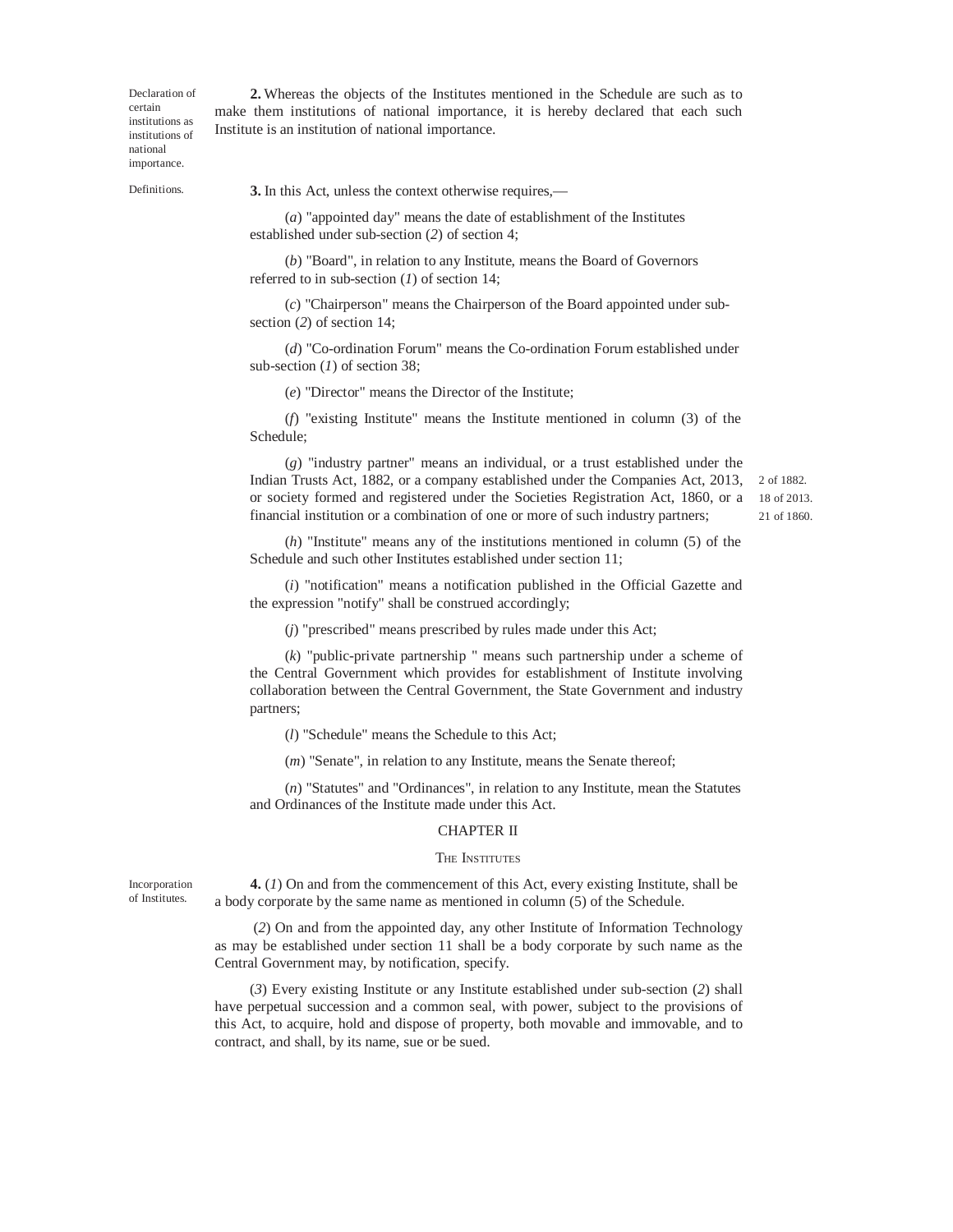Declaration of certain institutions as institutions of national importance.

**2.** Whereas the objects of the Institutes mentioned in the Schedule are such as to make them institutions of national importance, it is hereby declared that each such Institute is an institution of national importance.

Definitions.

**3.** In this Act, unless the context otherwise requires,—

(*a*) "appointed day" means the date of establishment of the Institutes established under sub-section (*2*) of section 4;

(*b*) "Board", in relation to any Institute, means the Board of Governors referred to in sub-section (*1*) of section 14;

(*c*) "Chairperson" means the Chairperson of the Board appointed under sub-section (*2*) of section 14;

(*d*) "Co-ordination Forum" means the Co-ordination Forum established under sub-section (*1*) of section 38;

(*e*) "Director" means the Director of the Institute;

(*f*) "existing Institute" means the Institute mentioned in column (3) of the Schedule;

(*g*) "industry partner" means an individual, or a trust established under the Indian Trusts Act, 1882, or a company established under the Companies Act, 2013, or society formed and registered under the Societies Registration Act, 1860, or a financial institution or a combination of one or more of such industry partners;

2 of 1882.
18 of 2013.
21 of 1860.

(*h*) "Institute" means any of the institutions mentioned in column (5) of the Schedule and such other Institutes established under section 11;

(*i*) "notification" means a notification published in the Official Gazette and the expression "notify" shall be construed accordingly;

(*j*) "prescribed" means prescribed by rules made under this Act;

(*k*) "public-private partnership " means such partnership under a scheme of the Central Government which provides for establishment of Institute involving collaboration between the Central Government, the State Government and industry partners;

(*l*) "Schedule" means the Schedule to this Act;

(*m*) "Senate", in relation to any Institute, means the Senate thereof;

(*n*) "Statutes" and "Ordinances", in relation to any Institute, mean the Statutes and Ordinances of the Institute made under this Act.

## CHAPTER II

### THE INSTITUTES

Incorporation of Institutes.

**4.** (*1*) On and from the commencement of this Act, every existing Institute, shall be a body corporate by the same name as mentioned in column (5) of the Schedule.

(*2*) On and from the appointed day, any other Institute of Information Technology as may be established under section 11 shall be a body corporate by such name as the Central Government may, by notification, specify.

(*3*) Every existing Institute or any Institute established under sub-section (*2*) shall have perpetual succession and a common seal, with power, subject to the provisions of this Act, to acquire, hold and dispose of property, both movable and immovable, and to contract, and shall, by its name, sue or be sued.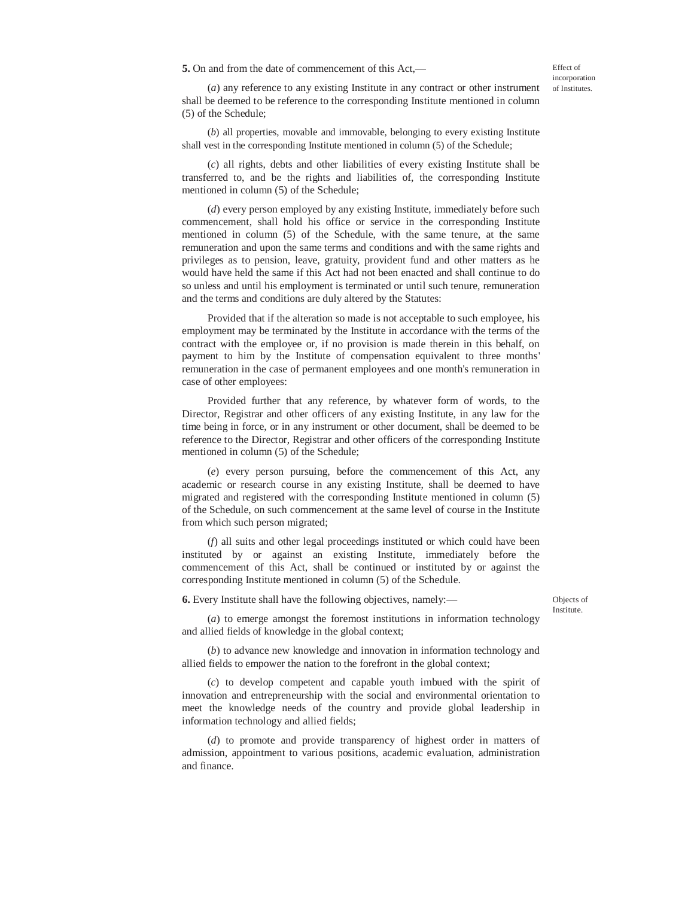**5.** On and from the date of commencement of this Act,—

Effect of incorporation of Institutes.

(*a*) any reference to any existing Institute in any contract or other instrument shall be deemed to be reference to the corresponding Institute mentioned in column (5) of the Schedule;

(*b*) all properties, movable and immovable, belonging to every existing Institute shall vest in the corresponding Institute mentioned in column (5) of the Schedule;

(*c*) all rights, debts and other liabilities of every existing Institute shall be transferred to, and be the rights and liabilities of, the corresponding Institute mentioned in column (5) of the Schedule;

(*d*) every person employed by any existing Institute, immediately before such commencement, shall hold his office or service in the corresponding Institute mentioned in column (5) of the Schedule, with the same tenure, at the same remuneration and upon the same terms and conditions and with the same rights and privileges as to pension, leave, gratuity, provident fund and other matters as he would have held the same if this Act had not been enacted and shall continue to do so unless and until his employment is terminated or until such tenure, remuneration and the terms and conditions are duly altered by the Statutes:

Provided that if the alteration so made is not acceptable to such employee, his employment may be terminated by the Institute in accordance with the terms of the contract with the employee or, if no provision is made therein in this behalf, on payment to him by the Institute of compensation equivalent to three months' remuneration in the case of permanent employees and one month's remuneration in case of other employees:

Provided further that any reference, by whatever form of words, to the Director, Registrar and other officers of any existing Institute, in any law for the time being in force, or in any instrument or other document, shall be deemed to be reference to the Director, Registrar and other officers of the corresponding Institute mentioned in column (5) of the Schedule;

(*e*) every person pursuing, before the commencement of this Act, any academic or research course in any existing Institute, shall be deemed to have migrated and registered with the corresponding Institute mentioned in column (5) of the Schedule, on such commencement at the same level of course in the Institute from which such person migrated;

(*f*) all suits and other legal proceedings instituted or which could have been instituted by or against an existing Institute, immediately before the commencement of this Act, shall be continued or instituted by or against the corresponding Institute mentioned in column (5) of the Schedule.

**6.** Every Institute shall have the following objectives, namely:—

Objects of Institute.

(*a*) to emerge amongst the foremost institutions in information technology and allied fields of knowledge in the global context;

(*b*) to advance new knowledge and innovation in information technology and allied fields to empower the nation to the forefront in the global context;

(*c*) to develop competent and capable youth imbued with the spirit of innovation and entrepreneurship with the social and environmental orientation to meet the knowledge needs of the country and provide global leadership in information technology and allied fields;

(*d*) to promote and provide transparency of highest order in matters of admission, appointment to various positions, academic evaluation, administration and finance.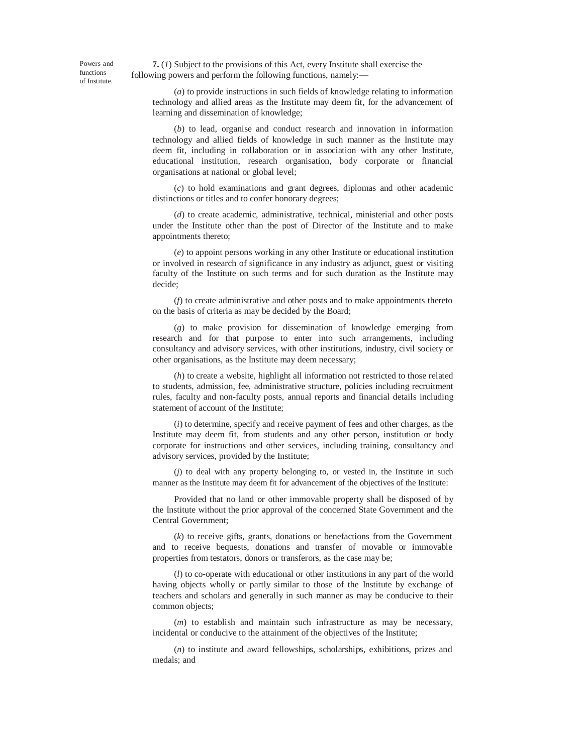Powers and functions of Institute.

**7.** (*1*) Subject to the provisions of this Act, every Institute shall exercise the following powers and perform the following functions, namely:—

(*a*) to provide instructions in such fields of knowledge relating to information technology and allied areas as the Institute may deem fit, for the advancement of learning and dissemination of knowledge;

(*b*) to lead, organise and conduct research and innovation in information technology and allied fields of knowledge in such manner as the Institute may deem fit, including in collaboration or in association with any other Institute, educational institution, research organisation, body corporate or financial organisations at national or global level;

(*c*) to hold examinations and grant degrees, diplomas and other academic distinctions or titles and to confer honorary degrees;

(*d*) to create academic, administrative, technical, ministerial and other posts under the Institute other than the post of Director of the Institute and to make appointments thereto;

(*e*) to appoint persons working in any other Institute or educational institution or involved in research of significance in any industry as adjunct, guest or visiting faculty of the Institute on such terms and for such duration as the Institute may decide;

(*f*) to create administrative and other posts and to make appointments thereto on the basis of criteria as may be decided by the Board;

(*g*) to make provision for dissemination of knowledge emerging from research and for that purpose to enter into such arrangements, including consultancy and advisory services, with other institutions, industry, civil society or other organisations, as the Institute may deem necessary;

(*h*) to create a website, highlight all information not restricted to those related to students, admission, fee, administrative structure, policies including recruitment rules, faculty and non-faculty posts, annual reports and financial details including statement of account of the Institute;

(*i*) to determine, specify and receive payment of fees and other charges, as the Institute may deem fit, from students and any other person, institution or body corporate for instructions and other services, including training, consultancy and advisory services, provided by the Institute;

(*j*) to deal with any property belonging to, or vested in, the Institute in such manner as the Institute may deem fit for advancement of the objectives of the Institute:

Provided that no land or other immovable property shall be disposed of by the Institute without the prior approval of the concerned State Government and the Central Government;

(*k*) to receive gifts, grants, donations or benefactions from the Government and to receive bequests, donations and transfer of movable or immovable properties from testators, donors or transferors, as the case may be;

(*l*) to co-operate with educational or other institutions in any part of the world having objects wholly or partly similar to those of the Institute by exchange of teachers and scholars and generally in such manner as may be conducive to their common objects;

(*m*) to establish and maintain such infrastructure as may be necessary, incidental or conducive to the attainment of the objectives of the Institute;

(*n*) to institute and award fellowships, scholarships, exhibitions, prizes and medals; and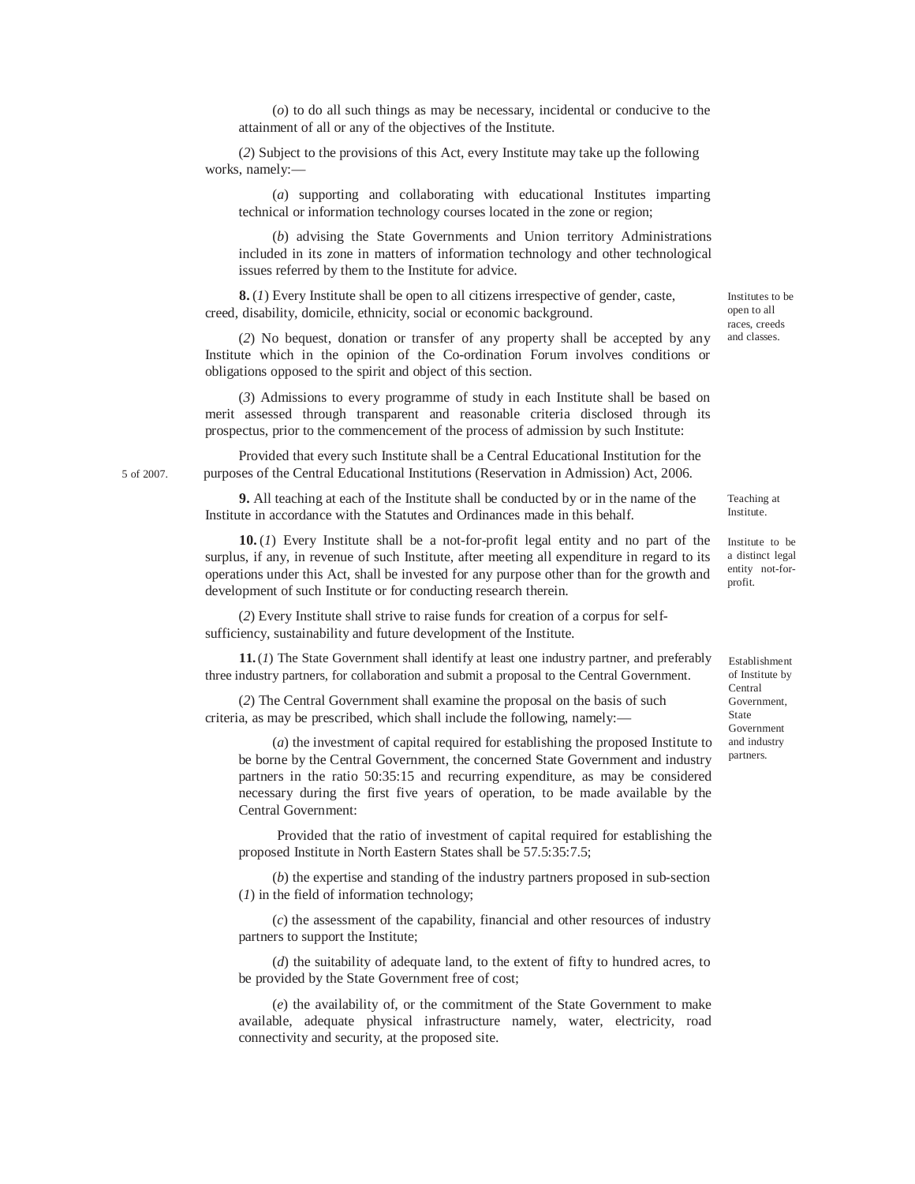(*o*) to do all such things as may be necessary, incidental or conducive to the attainment of all or any of the objectives of the Institute.

(*2*) Subject to the provisions of this Act, every Institute may take up the following works, namely:—

(*a*) supporting and collaborating with educational Institutes imparting technical or information technology courses located in the zone or region;

(*b*) advising the State Governments and Union territory Administrations included in its zone in matters of information technology and other technological issues referred by them to the Institute for advice.

Institutes to be open to all races, creeds and classes.

**8.** (*1*) Every Institute shall be open to all citizens irrespective of gender, caste, creed, disability, domicile, ethnicity, social or economic background.

(*2*) No bequest, donation or transfer of any property shall be accepted by any Institute which in the opinion of the Co-ordination Forum involves conditions or obligations opposed to the spirit and object of this section.

(*3*) Admissions to every programme of study in each Institute shall be based on merit assessed through transparent and reasonable criteria disclosed through its prospectus, prior to the commencement of the process of admission by such Institute:

Provided that every such Institute shall be a Central Educational Institution for the purposes of the Central Educational Institutions (Reservation in Admission) Act, 2006.

5 of 2007.

Teaching at Institute.

**9.** All teaching at each of the Institute shall be conducted by or in the name of the Institute in accordance with the Statutes and Ordinances made in this behalf.

Institute to be a distinct legal entity not-for-profit.

**10.** (*1*) Every Institute shall be a not-for-profit legal entity and no part of the surplus, if any, in revenue of such Institute, after meeting all expenditure in regard to its operations under this Act, shall be invested for any purpose other than for the growth and development of such Institute or for conducting research therein.

(*2*) Every Institute shall strive to raise funds for creation of a corpus for self-sufficiency, sustainability and future development of the Institute.

Establishment of Institute by Central Government, State Government and industry partners.

**11.** (*1*) The State Government shall identify at least one industry partner, and preferably three industry partners, for collaboration and submit a proposal to the Central Government.

(*2*) The Central Government shall examine the proposal on the basis of such criteria, as may be prescribed, which shall include the following, namely:—

(*a*) the investment of capital required for establishing the proposed Institute to be borne by the Central Government, the concerned State Government and industry partners in the ratio 50:35:15 and recurring expenditure, as may be considered necessary during the first five years of operation, to be made available by the Central Government:

Provided that the ratio of investment of capital required for establishing the proposed Institute in North Eastern States shall be 57.5:35:7.5;

(*b*) the expertise and standing of the industry partners proposed in sub-section (*1*) in the field of information technology;

(*c*) the assessment of the capability, financial and other resources of industry partners to support the Institute;

(*d*) the suitability of adequate land, to the extent of fifty to hundred acres, to be provided by the State Government free of cost;

(*e*) the availability of, or the commitment of the State Government to make available, adequate physical infrastructure namely, water, electricity, road connectivity and security, at the proposed site.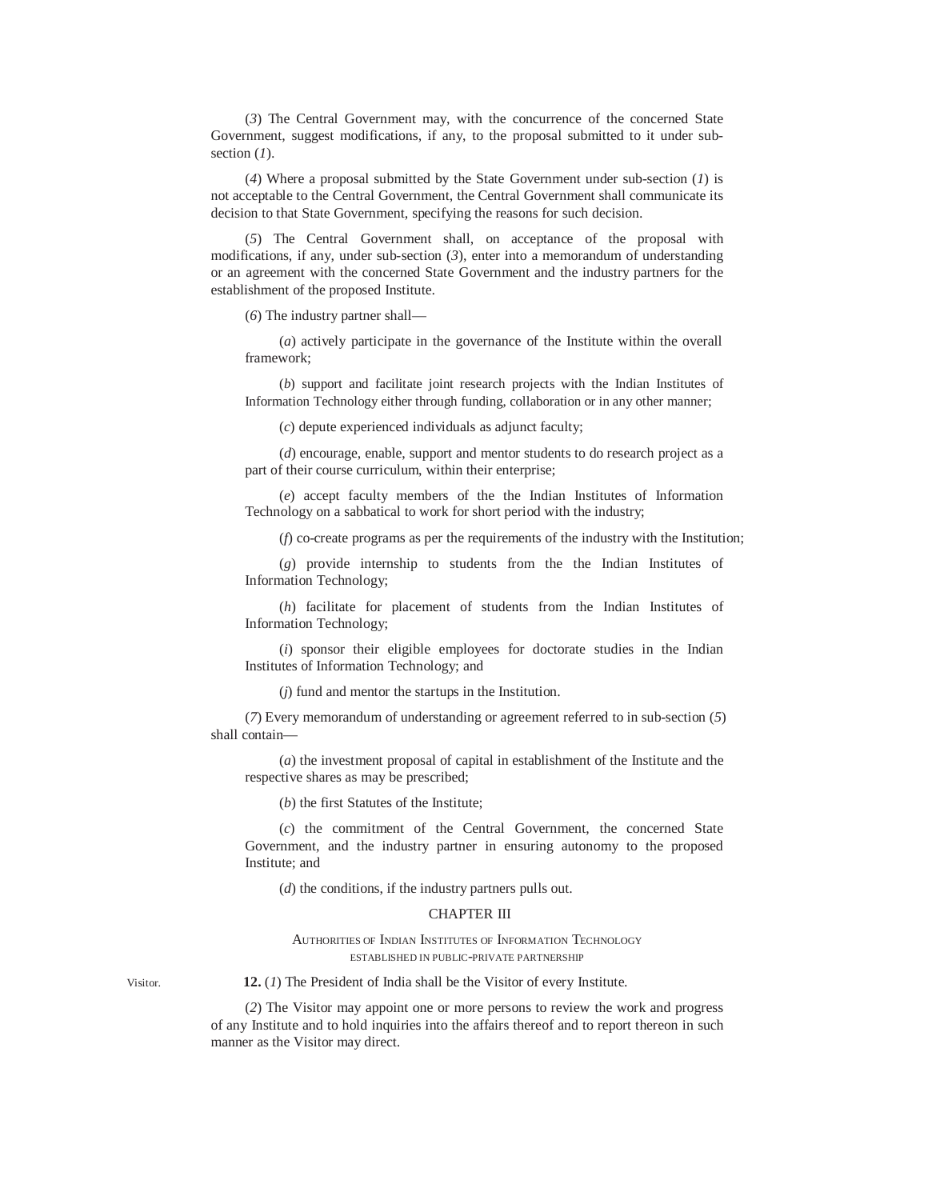(*3*) The Central Government may, with the concurrence of the concerned State Government, suggest modifications, if any, to the proposal submitted to it under sub-section (*1*).

(*4*) Where a proposal submitted by the State Government under sub-section (*1*) is not acceptable to the Central Government, the Central Government shall communicate its decision to that State Government, specifying the reasons for such decision.

(*5*) The Central Government shall, on acceptance of the proposal with modifications, if any, under sub-section (*3*), enter into a memorandum of understanding or an agreement with the concerned State Government and the industry partners for the establishment of the proposed Institute.

(*6*) The industry partner shall—

(*a*) actively participate in the governance of the Institute within the overall framework;

(*b*) support and facilitate joint research projects with the Indian Institutes of Information Technology either through funding, collaboration or in any other manner;

(*c*) depute experienced individuals as adjunct faculty;

(*d*) encourage, enable, support and mentor students to do research project as a part of their course curriculum, within their enterprise;

(*e*) accept faculty members of the the Indian Institutes of Information Technology on a sabbatical to work for short period with the industry;

(*f*) co-create programs as per the requirements of the industry with the Institution;

(*g*) provide internship to students from the the Indian Institutes of Information Technology;

(*h*) facilitate for placement of students from the Indian Institutes of Information Technology;

(*i*) sponsor their eligible employees for doctorate studies in the Indian Institutes of Information Technology; and

(*j*) fund and mentor the startups in the Institution.

(*7*) Every memorandum of understanding or agreement referred to in sub-section (*5*) shall contain—

(*a*) the investment proposal of capital in establishment of the Institute and the respective shares as may be prescribed;

(*b*) the first Statutes of the Institute;

(*c*) the commitment of the Central Government, the concerned State Government, and the industry partner in ensuring autonomy to the proposed Institute; and

(*d*) the conditions, if the industry partners pulls out.

## CHAPTER III

### AUTHORITIES OF INDIAN INSTITUTES OF INFORMATION TECHNOLOGY ESTABLISHED IN PUBLIC-PRIVATE PARTNERSHIP

Visitor.

**12.** (*1*) The President of India shall be the Visitor of every Institute.

(*2*) The Visitor may appoint one or more persons to review the work and progress of any Institute and to hold inquiries into the affairs thereof and to report thereon in such manner as the Visitor may direct.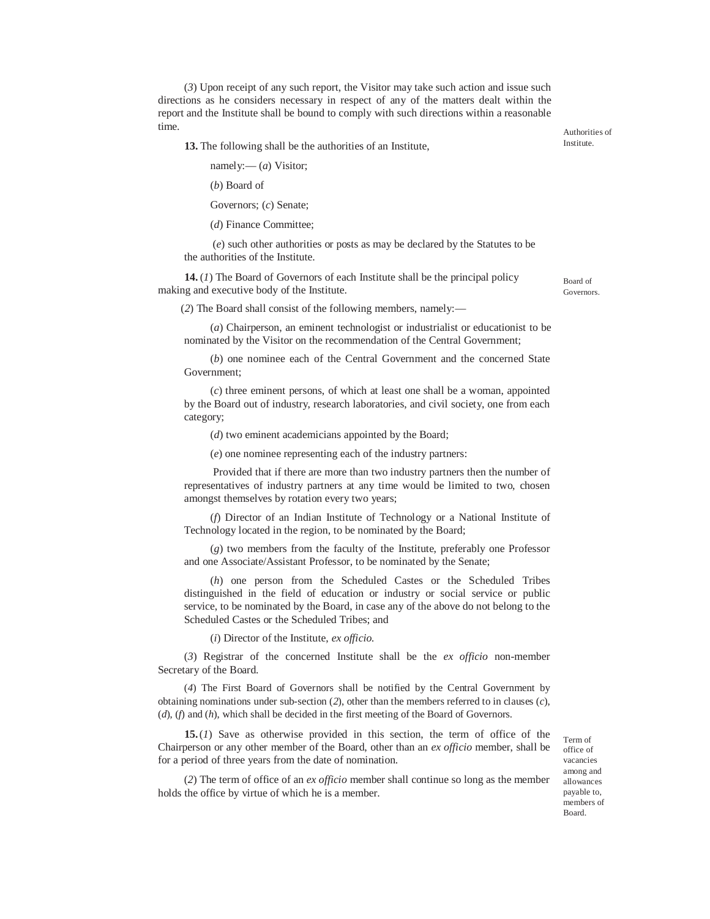(*3*) Upon receipt of any such report, the Visitor may take such action and issue such directions as he considers necessary in respect of any of the matters dealt within the report and the Institute shall be bound to comply with such directions within a reasonable time.

Authorities of Institute.

**13.** The following shall be the authorities of an Institute,

namely:— (*a*) Visitor;

(*b*) Board of

Governors; (*c*) Senate;

(*d*) Finance Committee;

(*e*) such other authorities or posts as may be declared by the Statutes to be the authorities of the Institute.

Board of Governors.

**14.** (*1*) The Board of Governors of each Institute shall be the principal policy making and executive body of the Institute.

(*2*) The Board shall consist of the following members, namely:—

(*a*) Chairperson, an eminent technologist or industrialist or educationist to be nominated by the Visitor on the recommendation of the Central Government;

(*b*) one nominee each of the Central Government and the concerned State Government;

(*c*) three eminent persons, of which at least one shall be a woman, appointed by the Board out of industry, research laboratories, and civil society, one from each category;

(*d*) two eminent academicians appointed by the Board;

(*e*) one nominee representing each of the industry partners:

Provided that if there are more than two industry partners then the number of representatives of industry partners at any time would be limited to two, chosen amongst themselves by rotation every two years;

(*f*) Director of an Indian Institute of Technology or a National Institute of Technology located in the region, to be nominated by the Board;

(*g*) two members from the faculty of the Institute, preferably one Professor and one Associate/Assistant Professor, to be nominated by the Senate;

(*h*) one person from the Scheduled Castes or the Scheduled Tribes distinguished in the field of education or industry or social service or public service, to be nominated by the Board, in case any of the above do not belong to the Scheduled Castes or the Scheduled Tribes; and

(*i*) Director of the Institute, *ex officio.*

(*3*) Registrar of the concerned Institute shall be the *ex officio* non-member Secretary of the Board.

(*4*) The First Board of Governors shall be notified by the Central Government by obtaining nominations under sub-section (*2*), other than the members referred to in clauses (*c*), (*d*), (*f*) and (*h*), which shall be decided in the first meeting of the Board of Governors.

Term of office of vacancies among and allowances payable to, members of Board.

**15.** (*1*) Save as otherwise provided in this section, the term of office of the Chairperson or any other member of the Board, other than an *ex officio* member, shall be for a period of three years from the date of nomination.

(*2*) The term of office of an *ex officio* member shall continue so long as the member holds the office by virtue of which he is a member.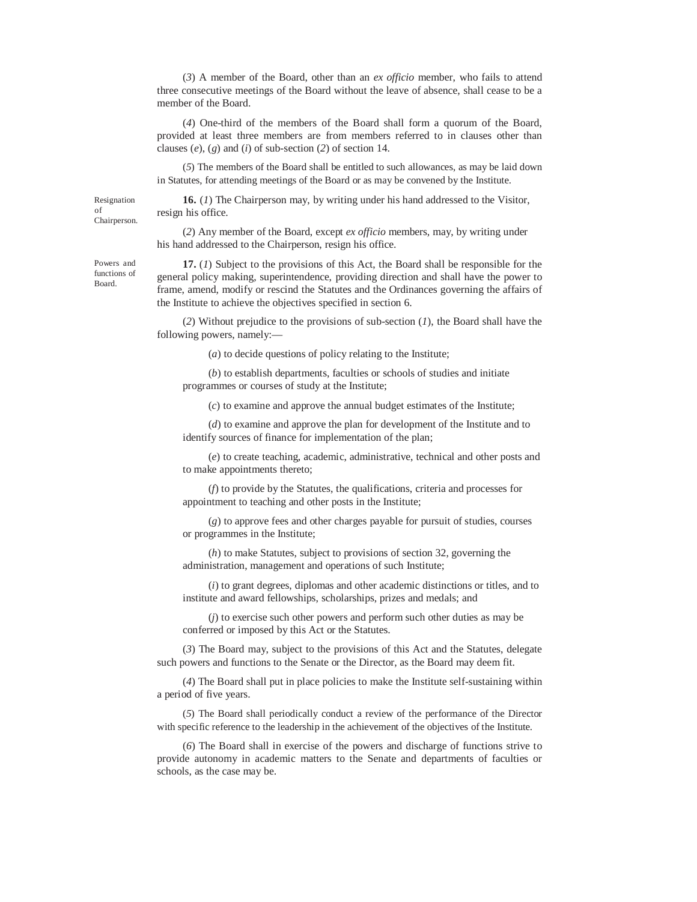(*3*) A member of the Board, other than an *ex officio* member, who fails to attend three consecutive meetings of the Board without the leave of absence, shall cease to be a member of the Board.

(*4*) One-third of the members of the Board shall form a quorum of the Board, provided at least three members are from members referred to in clauses other than clauses (*e*), (*g*) and (*i*) of sub-section (*2*) of section 14.

(*5*) The members of the Board shall be entitled to such allowances, as may be laid down in Statutes, for attending meetings of the Board or as may be convened by the Institute.

Resignation of Chairperson.

**16.** (*1*) The Chairperson may, by writing under his hand addressed to the Visitor, resign his office.

(*2*) Any member of the Board, except *ex officio* members, may, by writing under his hand addressed to the Chairperson, resign his office.

Powers and functions of Board.

**17.** (*1*) Subject to the provisions of this Act, the Board shall be responsible for the general policy making, superintendence, providing direction and shall have the power to frame, amend, modify or rescind the Statutes and the Ordinances governing the affairs of the Institute to achieve the objectives specified in section 6.

(*2*) Without prejudice to the provisions of sub-section (*1*), the Board shall have the following powers, namely:—

(*a*) to decide questions of policy relating to the Institute;

(*b*) to establish departments, faculties or schools of studies and initiate programmes or courses of study at the Institute;

(*c*) to examine and approve the annual budget estimates of the Institute;

(*d*) to examine and approve the plan for development of the Institute and to identify sources of finance for implementation of the plan;

(*e*) to create teaching, academic, administrative, technical and other posts and to make appointments thereto;

(*f*) to provide by the Statutes, the qualifications, criteria and processes for appointment to teaching and other posts in the Institute;

(*g*) to approve fees and other charges payable for pursuit of studies, courses or programmes in the Institute;

(*h*) to make Statutes, subject to provisions of section 32, governing the administration, management and operations of such Institute;

(*i*) to grant degrees, diplomas and other academic distinctions or titles, and to institute and award fellowships, scholarships, prizes and medals; and

(*j*) to exercise such other powers and perform such other duties as may be conferred or imposed by this Act or the Statutes.

(*3*) The Board may, subject to the provisions of this Act and the Statutes, delegate such powers and functions to the Senate or the Director, as the Board may deem fit.

(*4*) The Board shall put in place policies to make the Institute self-sustaining within a period of five years.

(*5*) The Board shall periodically conduct a review of the performance of the Director with specific reference to the leadership in the achievement of the objectives of the Institute.

(*6*) The Board shall in exercise of the powers and discharge of functions strive to provide autonomy in academic matters to the Senate and departments of faculties or schools, as the case may be.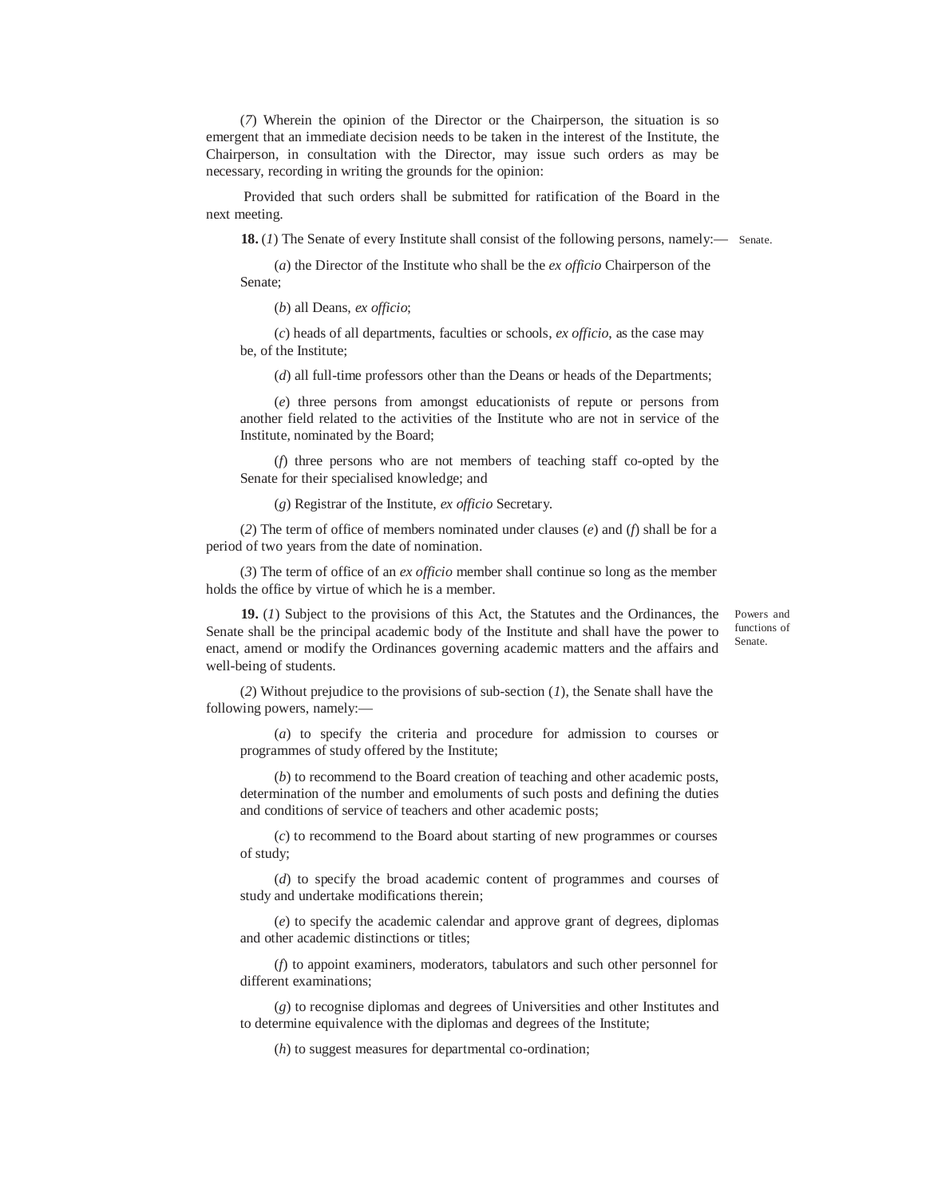(*7*) Wherein the opinion of the Director or the Chairperson, the situation is so emergent that an immediate decision needs to be taken in the interest of the Institute, the Chairperson, in consultation with the Director, may issue such orders as may be necessary, recording in writing the grounds for the opinion:

Provided that such orders shall be submitted for ratification of the Board in the next meeting.

Senate.

**18.** (*1*) The Senate of every Institute shall consist of the following persons, namely:—

(*a*) the Director of the Institute who shall be the *ex officio* Chairperson of the Senate;

(*b*) all Deans, *ex officio*;

(*c*) heads of all departments, faculties or schools, *ex officio*, as the case may be, of the Institute;

(*d*) all full-time professors other than the Deans or heads of the Departments;

(*e*) three persons from amongst educationists of repute or persons from another field related to the activities of the Institute who are not in service of the Institute, nominated by the Board;

(*f*) three persons who are not members of teaching staff co-opted by the Senate for their specialised knowledge; and

(*g*) Registrar of the Institute, *ex officio* Secretary.

(*2*) The term of office of members nominated under clauses (*e*) and (*f*) shall be for a period of two years from the date of nomination.

(*3*) The term of office of an *ex officio* member shall continue so long as the member holds the office by virtue of which he is a member.

Powers and functions of Senate.

**19.** (*1*) Subject to the provisions of this Act, the Statutes and the Ordinances, the Senate shall be the principal academic body of the Institute and shall have the power to enact, amend or modify the Ordinances governing academic matters and the affairs and well-being of students.

(*2*) Without prejudice to the provisions of sub-section (*1*), the Senate shall have the following powers, namely:—

(*a*) to specify the criteria and procedure for admission to courses or programmes of study offered by the Institute;

(*b*) to recommend to the Board creation of teaching and other academic posts, determination of the number and emoluments of such posts and defining the duties and conditions of service of teachers and other academic posts;

(*c*) to recommend to the Board about starting of new programmes or courses of study;

(*d*) to specify the broad academic content of programmes and courses of study and undertake modifications therein;

(*e*) to specify the academic calendar and approve grant of degrees, diplomas and other academic distinctions or titles;

(*f*) to appoint examiners, moderators, tabulators and such other personnel for different examinations;

(*g*) to recognise diplomas and degrees of Universities and other Institutes and to determine equivalence with the diplomas and degrees of the Institute;

(*h*) to suggest measures for departmental co-ordination;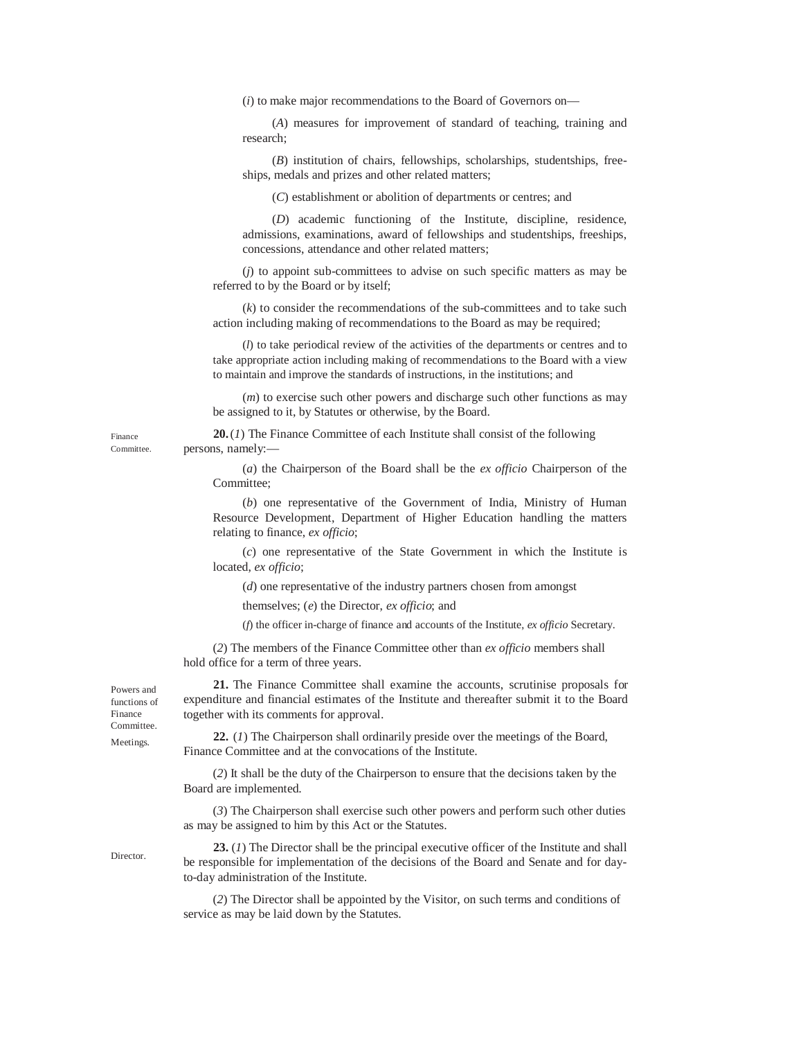(*i*) to make major recommendations to the Board of Governors on—

(*A*) measures for improvement of standard of teaching, training and research;

(*B*) institution of chairs, fellowships, scholarships, studentships, free-ships, medals and prizes and other related matters;

(*C*) establishment or abolition of departments or centres; and

(*D*) academic functioning of the Institute, discipline, residence, admissions, examinations, award of fellowships and studentships, freeships, concessions, attendance and other related matters;

(*j*) to appoint sub-committees to advise on such specific matters as may be referred to by the Board or by itself;

(*k*) to consider the recommendations of the sub-committees and to take such action including making of recommendations to the Board as may be required;

(*l*) to take periodical review of the activities of the departments or centres and to take appropriate action including making of recommendations to the Board with a view to maintain and improve the standards of instructions, in the institutions; and

(*m*) to exercise such other powers and discharge such other functions as may be assigned to it, by Statutes or otherwise, by the Board.

Finance Committee.

**20.** (*1*) The Finance Committee of each Institute shall consist of the following persons, namely:—

(*a*) the Chairperson of the Board shall be the *ex officio* Chairperson of the Committee;

(*b*) one representative of the Government of India, Ministry of Human Resource Development, Department of Higher Education handling the matters relating to finance, *ex officio*;

(*c*) one representative of the State Government in which the Institute is located, *ex officio*;

(*d*) one representative of the industry partners chosen from amongst themselves; (*e*) the Director, *ex officio*; and

(*f*) the officer in-charge of finance and accounts of the Institute, *ex officio* Secretary.

(*2*) The members of the Finance Committee other than *ex officio* members shall hold office for a term of three years.

Powers and functions of Finance Committee.

**21.** The Finance Committee shall examine the accounts, scrutinise proposals for expenditure and financial estimates of the Institute and thereafter submit it to the Board together with its comments for approval.

Meetings.

**22.** (*1*) The Chairperson shall ordinarily preside over the meetings of the Board, Finance Committee and at the convocations of the Institute.

(*2*) It shall be the duty of the Chairperson to ensure that the decisions taken by the Board are implemented.

(*3*) The Chairperson shall exercise such other powers and perform such other duties as may be assigned to him by this Act or the Statutes.

Director.

**23.** (*1*) The Director shall be the principal executive officer of the Institute and shall be responsible for implementation of the decisions of the Board and Senate and for day-to-day administration of the Institute.

(*2*) The Director shall be appointed by the Visitor, on such terms and conditions of service as may be laid down by the Statutes.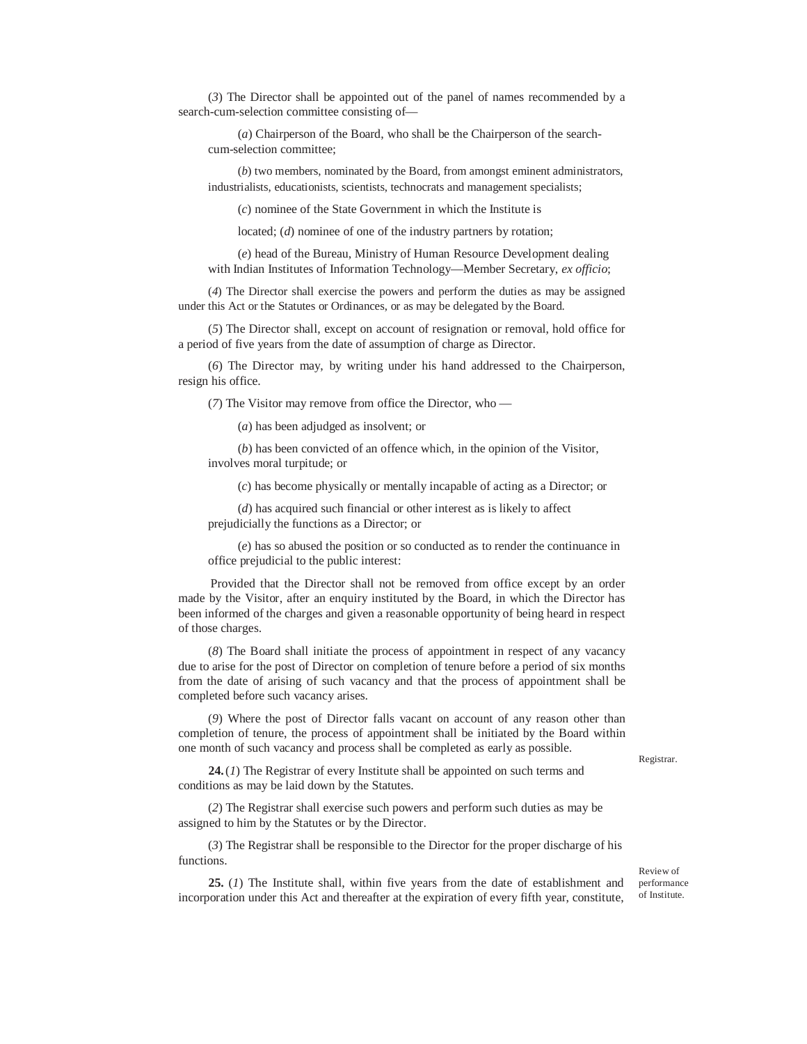(*3*) The Director shall be appointed out of the panel of names recommended by a search-cum-selection committee consisting of—

(*a*) Chairperson of the Board, who shall be the Chairperson of the search-cum-selection committee;

(*b*) two members, nominated by the Board, from amongst eminent administrators, industrialists, educationists, scientists, technocrats and management specialists;

(*c*) nominee of the State Government in which the Institute is

located; (*d*) nominee of one of the industry partners by rotation;

(*e*) head of the Bureau, Ministry of Human Resource Development dealing with Indian Institutes of Information Technology—Member Secretary, *ex officio*;

(*4*) The Director shall exercise the powers and perform the duties as may be assigned under this Act or the Statutes or Ordinances, or as may be delegated by the Board.

(*5*) The Director shall, except on account of resignation or removal, hold office for a period of five years from the date of assumption of charge as Director.

(*6*) The Director may, by writing under his hand addressed to the Chairperson, resign his office.

(*7*) The Visitor may remove from office the Director, who —

(*a*) has been adjudged as insolvent; or

(*b*) has been convicted of an offence which, in the opinion of the Visitor, involves moral turpitude; or

(*c*) has become physically or mentally incapable of acting as a Director; or

(*d*) has acquired such financial or other interest as is likely to affect prejudicially the functions as a Director; or

(*e*) has so abused the position or so conducted as to render the continuance in office prejudicial to the public interest:

Provided that the Director shall not be removed from office except by an order made by the Visitor, after an enquiry instituted by the Board, in which the Director has been informed of the charges and given a reasonable opportunity of being heard in respect of those charges.

(*8*) The Board shall initiate the process of appointment in respect of any vacancy due to arise for the post of Director on completion of tenure before a period of six months from the date of arising of such vacancy and that the process of appointment shall be completed before such vacancy arises.

(*9*) Where the post of Director falls vacant on account of any reason other than completion of tenure, the process of appointment shall be initiated by the Board within one month of such vacancy and process shall be completed as early as possible.

Registrar.

**24.** (*1*) The Registrar of every Institute shall be appointed on such terms and conditions as may be laid down by the Statutes.

(*2*) The Registrar shall exercise such powers and perform such duties as may be assigned to him by the Statutes or by the Director.

(*3*) The Registrar shall be responsible to the Director for the proper discharge of his functions.

Review of performance of Institute.

**25.** (*1*) The Institute shall, within five years from the date of establishment and incorporation under this Act and thereafter at the expiration of every fifth year, constitute,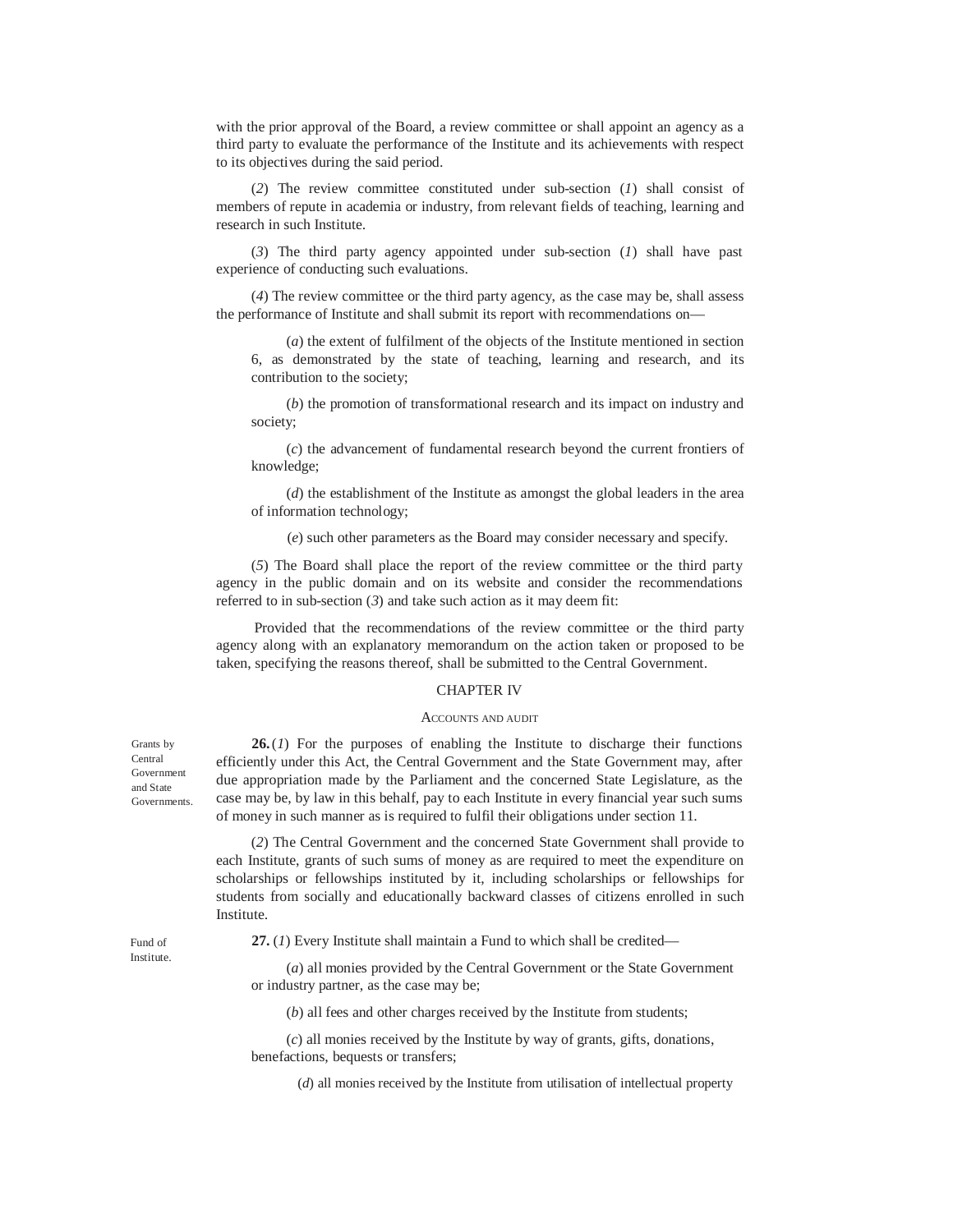with the prior approval of the Board, a review committee or shall appoint an agency as a third party to evaluate the performance of the Institute and its achievements with respect to its objectives during the said period.

(*2*) The review committee constituted under sub-section (*1*) shall consist of members of repute in academia or industry, from relevant fields of teaching, learning and research in such Institute.

(*3*) The third party agency appointed under sub-section (*1*) shall have past experience of conducting such evaluations.

(*4*) The review committee or the third party agency, as the case may be, shall assess the performance of Institute and shall submit its report with recommendations on—

(*a*) the extent of fulfilment of the objects of the Institute mentioned in section 6, as demonstrated by the state of teaching, learning and research, and its contribution to the society;

(*b*) the promotion of transformational research and its impact on industry and society;

(*c*) the advancement of fundamental research beyond the current frontiers of knowledge;

(*d*) the establishment of the Institute as amongst the global leaders in the area of information technology;

(*e*) such other parameters as the Board may consider necessary and specify.

(*5*) The Board shall place the report of the review committee or the third party agency in the public domain and on its website and consider the recommendations referred to in sub-section (*3*) and take such action as it may deem fit:

Provided that the recommendations of the review committee or the third party agency along with an explanatory memorandum on the action taken or proposed to be taken, specifying the reasons thereof, shall be submitted to the Central Government.

## CHAPTER IV

### ACCOUNTS AND AUDIT

Grants by Central Government and State Governments.

**26.** (*1*) For the purposes of enabling the Institute to discharge their functions efficiently under this Act, the Central Government and the State Government may, after due appropriation made by the Parliament and the concerned State Legislature, as the case may be, by law in this behalf, pay to each Institute in every financial year such sums of money in such manner as is required to fulfil their obligations under section 11.

(*2*) The Central Government and the concerned State Government shall provide to each Institute, grants of such sums of money as are required to meet the expenditure on scholarships or fellowships instituted by it, including scholarships or fellowships for students from socially and educationally backward classes of citizens enrolled in such Institute.

Fund of Institute.

**27.** (*1*) Every Institute shall maintain a Fund to which shall be credited—

(*a*) all monies provided by the Central Government or the State Government or industry partner, as the case may be;

(*b*) all fees and other charges received by the Institute from students;

(*c*) all monies received by the Institute by way of grants, gifts, donations, benefactions, bequests or transfers;

(*d*) all monies received by the Institute from utilisation of intellectual property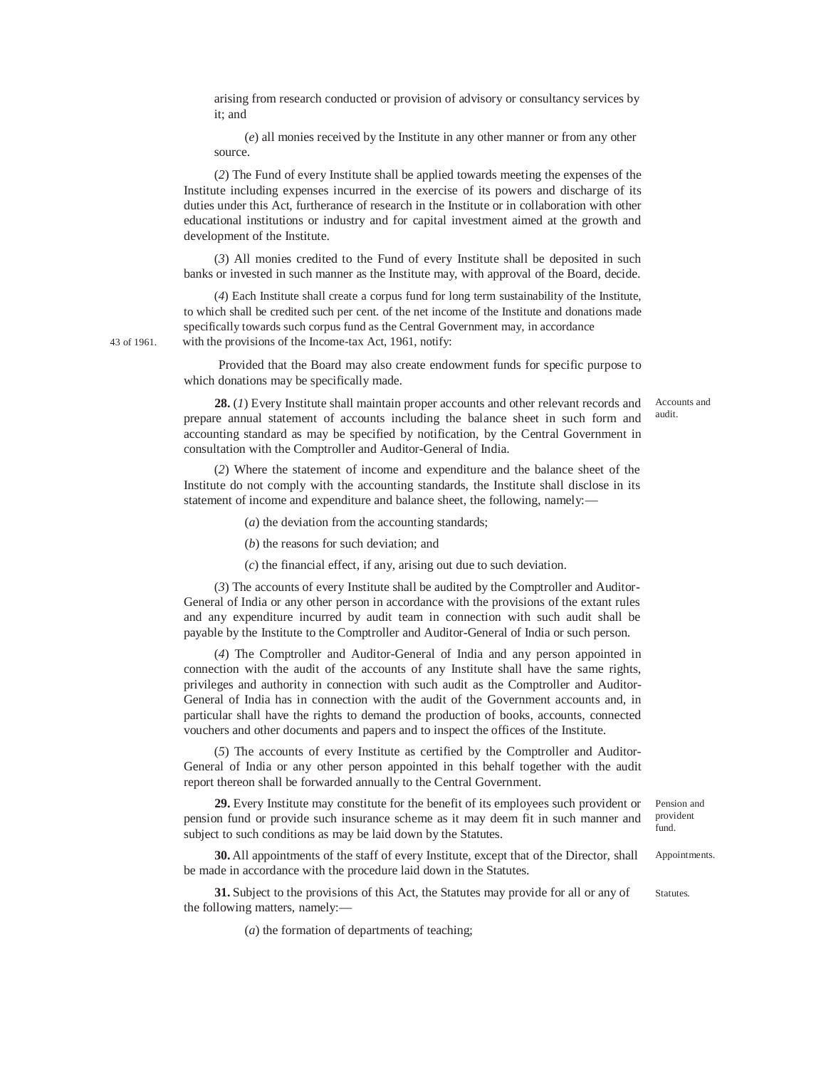arising from research conducted or provision of advisory or consultancy services by it; and

(*e*) all monies received by the Institute in any other manner or from any other source.

(*2*) The Fund of every Institute shall be applied towards meeting the expenses of the Institute including expenses incurred in the exercise of its powers and discharge of its duties under this Act, furtherance of research in the Institute or in collaboration with other educational institutions or industry and for capital investment aimed at the growth and development of the Institute.

(*3*) All monies credited to the Fund of every Institute shall be deposited in such banks or invested in such manner as the Institute may, with approval of the Board, decide.

(*4*) Each Institute shall create a corpus fund for long term sustainability of the Institute, to which shall be credited such per cent. of the net income of the Institute and donations made specifically towards such corpus fund as the Central Government may, in accordance with the provisions of the Income-tax Act, 1961, notify:

43 of 1961.

Provided that the Board may also create endowment funds for specific purpose to which donations may be specifically made.

Accounts and audit.

**28.** (*1*) Every Institute shall maintain proper accounts and other relevant records and prepare annual statement of accounts including the balance sheet in such form and accounting standard as may be specified by notification, by the Central Government in consultation with the Comptroller and Auditor-General of India.

(*2*) Where the statement of income and expenditure and the balance sheet of the Institute do not comply with the accounting standards, the Institute shall disclose in its statement of income and expenditure and balance sheet, the following, namely:—

(*a*) the deviation from the accounting standards;

(*b*) the reasons for such deviation; and

(*c*) the financial effect, if any, arising out due to such deviation.

(*3*) The accounts of every Institute shall be audited by the Comptroller and Auditor-General of India or any other person in accordance with the provisions of the extant rules and any expenditure incurred by audit team in connection with such audit shall be payable by the Institute to the Comptroller and Auditor-General of India or such person.

(*4*) The Comptroller and Auditor-General of India and any person appointed in connection with the audit of the accounts of any Institute shall have the same rights, privileges and authority in connection with such audit as the Comptroller and Auditor-General of India has in connection with the audit of the Government accounts and, in particular shall have the rights to demand the production of books, accounts, connected vouchers and other documents and papers and to inspect the offices of the Institute.

(*5*) The accounts of every Institute as certified by the Comptroller and Auditor-General of India or any other person appointed in this behalf together with the audit report thereon shall be forwarded annually to the Central Government.

Pension and provident fund.

**29.** Every Institute may constitute for the benefit of its employees such provident or pension fund or provide such insurance scheme as it may deem fit in such manner and subject to such conditions as may be laid down by the Statutes.

Appointments.

**30.** All appointments of the staff of every Institute, except that of the Director, shall be made in accordance with the procedure laid down in the Statutes.

Statutes.

**31.** Subject to the provisions of this Act, the Statutes may provide for all or any of the following matters, namely:—

(*a*) the formation of departments of teaching;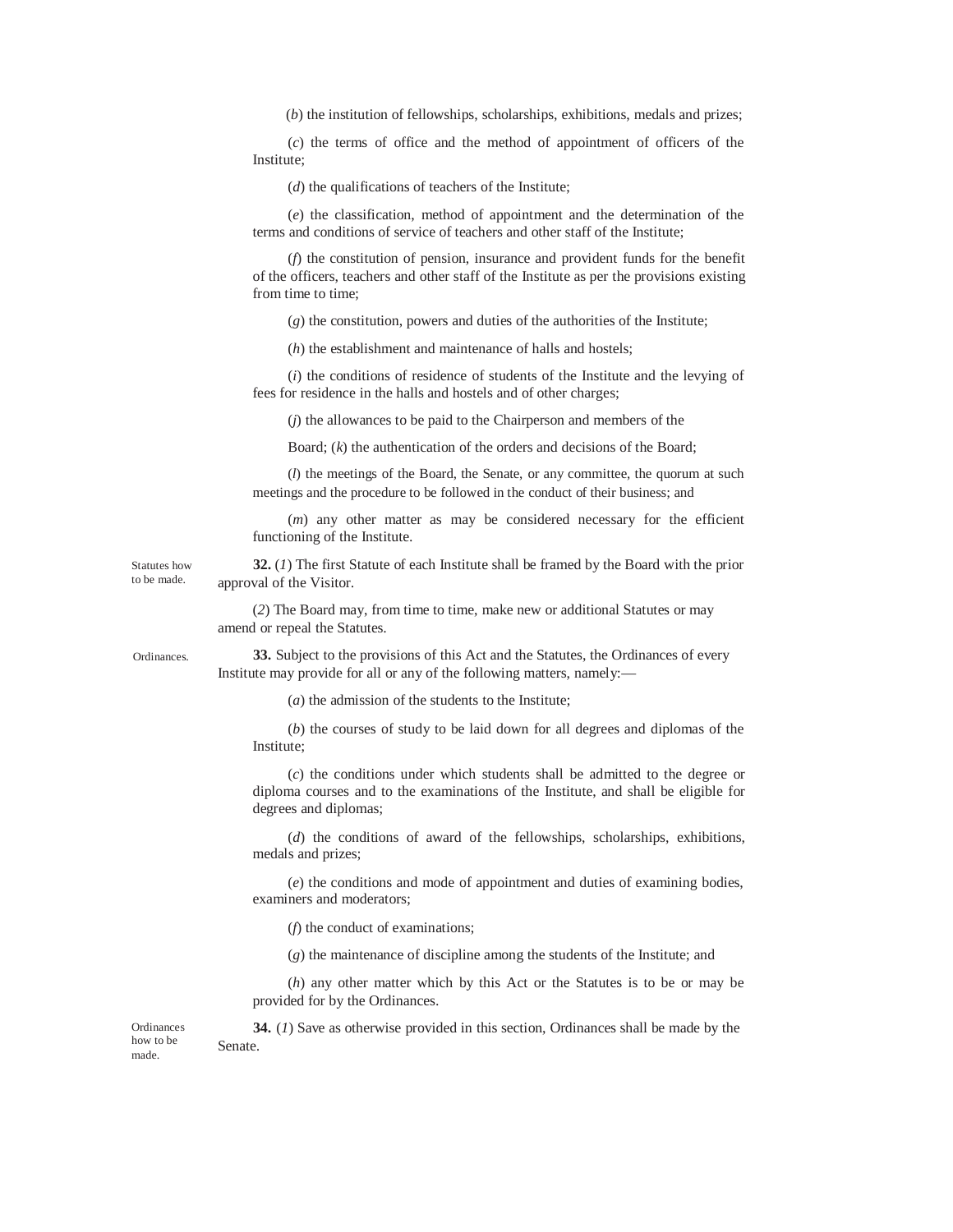(*b*) the institution of fellowships, scholarships, exhibitions, medals and prizes;

(*c*) the terms of office and the method of appointment of officers of the Institute;

(*d*) the qualifications of teachers of the Institute;

(*e*) the classification, method of appointment and the determination of the terms and conditions of service of teachers and other staff of the Institute;

(*f*) the constitution of pension, insurance and provident funds for the benefit of the officers, teachers and other staff of the Institute as per the provisions existing from time to time;

(*g*) the constitution, powers and duties of the authorities of the Institute;

(*h*) the establishment and maintenance of halls and hostels;

(*i*) the conditions of residence of students of the Institute and the levying of fees for residence in the halls and hostels and of other charges;

(*j*) the allowances to be paid to the Chairperson and members of the

Board; (*k*) the authentication of the orders and decisions of the Board;

(*l*) the meetings of the Board, the Senate, or any committee, the quorum at such meetings and the procedure to be followed in the conduct of their business; and

(*m*) any other matter as may be considered necessary for the efficient functioning of the Institute.

Statutes how to be made.

**32.** (*1*) The first Statute of each Institute shall be framed by the Board with the prior approval of the Visitor.

(*2*) The Board may, from time to time, make new or additional Statutes or may amend or repeal the Statutes.

Ordinances.

**33.** Subject to the provisions of this Act and the Statutes, the Ordinances of every Institute may provide for all or any of the following matters, namely:—

(*a*) the admission of the students to the Institute;

(*b*) the courses of study to be laid down for all degrees and diplomas of the Institute;

(*c*) the conditions under which students shall be admitted to the degree or diploma courses and to the examinations of the Institute, and shall be eligible for degrees and diplomas;

(*d*) the conditions of award of the fellowships, scholarships, exhibitions, medals and prizes;

(*e*) the conditions and mode of appointment and duties of examining bodies, examiners and moderators;

(*f*) the conduct of examinations;

(*g*) the maintenance of discipline among the students of the Institute; and

(*h*) any other matter which by this Act or the Statutes is to be or may be provided for by the Ordinances.

Ordinances how to be made.

**34.** (*1*) Save as otherwise provided in this section, Ordinances shall be made by the Senate.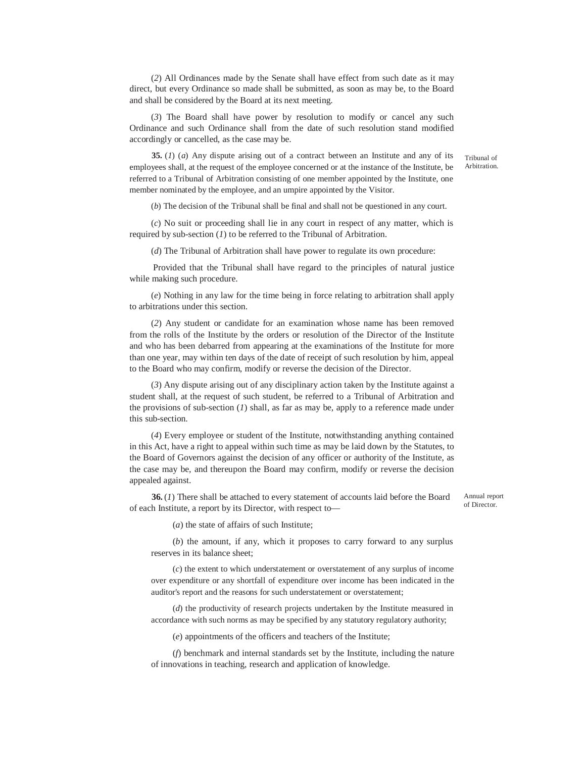(*2*) All Ordinances made by the Senate shall have effect from such date as it may direct, but every Ordinance so made shall be submitted, as soon as may be, to the Board and shall be considered by the Board at its next meeting.

(*3*) The Board shall have power by resolution to modify or cancel any such Ordinance and such Ordinance shall from the date of such resolution stand modified accordingly or cancelled, as the case may be.

Tribunal of Arbitration.

**35.** (*1*) (*a*) Any dispute arising out of a contract between an Institute and any of its employees shall, at the request of the employee concerned or at the instance of the Institute, be referred to a Tribunal of Arbitration consisting of one member appointed by the Institute, one member nominated by the employee, and an umpire appointed by the Visitor.

(*b*) The decision of the Tribunal shall be final and shall not be questioned in any court.

(*c*) No suit or proceeding shall lie in any court in respect of any matter, which is required by sub-section (*1*) to be referred to the Tribunal of Arbitration.

(*d*) The Tribunal of Arbitration shall have power to regulate its own procedure:

Provided that the Tribunal shall have regard to the principles of natural justice while making such procedure.

(*e*) Nothing in any law for the time being in force relating to arbitration shall apply to arbitrations under this section.

(*2*) Any student or candidate for an examination whose name has been removed from the rolls of the Institute by the orders or resolution of the Director of the Institute and who has been debarred from appearing at the examinations of the Institute for more than one year, may within ten days of the date of receipt of such resolution by him, appeal to the Board who may confirm, modify or reverse the decision of the Director.

(*3*) Any dispute arising out of any disciplinary action taken by the Institute against a student shall, at the request of such student, be referred to a Tribunal of Arbitration and the provisions of sub-section (*1*) shall, as far as may be, apply to a reference made under this sub-section.

(*4*) Every employee or student of the Institute, notwithstanding anything contained in this Act, have a right to appeal within such time as may be laid down by the Statutes, to the Board of Governors against the decision of any officer or authority of the Institute, as the case may be, and thereupon the Board may confirm, modify or reverse the decision appealed against.

Annual report of Director.

**36.** (*1*) There shall be attached to every statement of accounts laid before the Board of each Institute, a report by its Director, with respect to—

(*a*) the state of affairs of such Institute;

(*b*) the amount, if any, which it proposes to carry forward to any surplus reserves in its balance sheet;

(*c*) the extent to which understatement or overstatement of any surplus of income over expenditure or any shortfall of expenditure over income has been indicated in the auditor's report and the reasons for such understatement or overstatement;

(*d*) the productivity of research projects undertaken by the Institute measured in accordance with such norms as may be specified by any statutory regulatory authority;

(*e*) appointments of the officers and teachers of the Institute;

(*f*) benchmark and internal standards set by the Institute, including the nature of innovations in teaching, research and application of knowledge.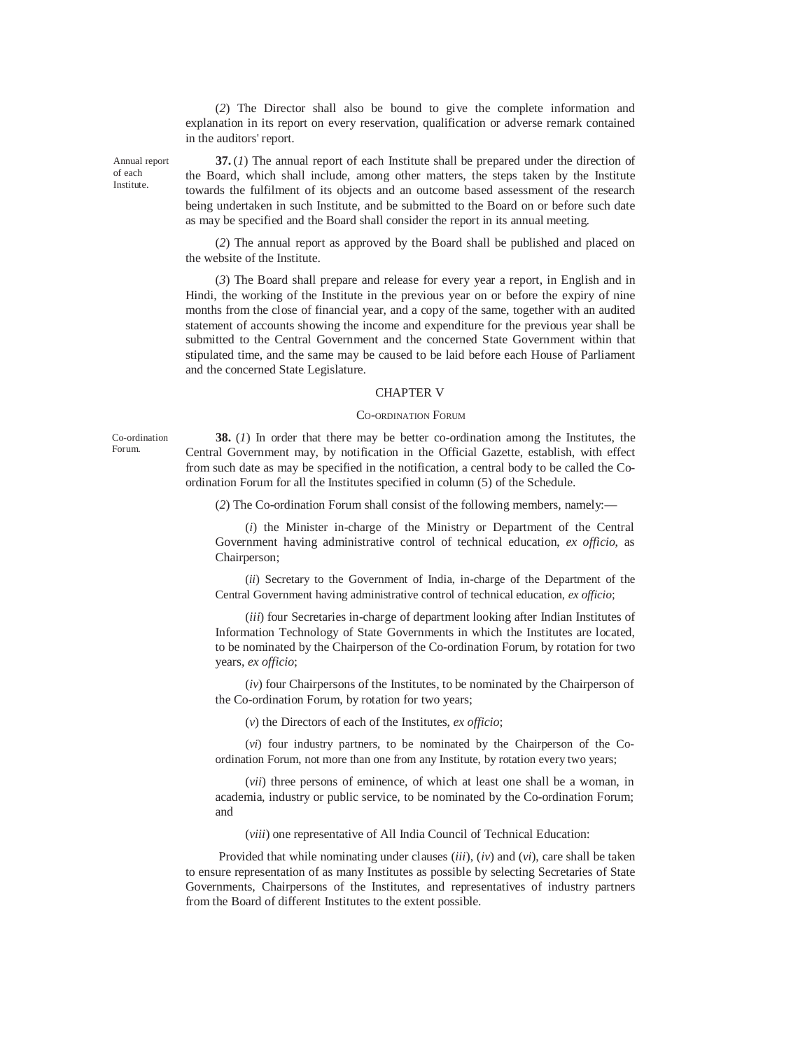(*2*) The Director shall also be bound to give the complete information and explanation in its report on every reservation, qualification or adverse remark contained in the auditors' report.

Annual report of each Institute.

**37.** (*1*) The annual report of each Institute shall be prepared under the direction of the Board, which shall include, among other matters, the steps taken by the Institute towards the fulfilment of its objects and an outcome based assessment of the research being undertaken in such Institute, and be submitted to the Board on or before such date as may be specified and the Board shall consider the report in its annual meeting.

(*2*) The annual report as approved by the Board shall be published and placed on the website of the Institute.

(*3*) The Board shall prepare and release for every year a report, in English and in Hindi, the working of the Institute in the previous year on or before the expiry of nine months from the close of financial year, and a copy of the same, together with an audited statement of accounts showing the income and expenditure for the previous year shall be submitted to the Central Government and the concerned State Government within that stipulated time, and the same may be caused to be laid before each House of Parliament and the concerned State Legislature.

## CHAPTER V

### CO-ORDINATION FORUM

Co-ordination Forum.

**38.** (*1*) In order that there may be better co-ordination among the Institutes, the Central Government may, by notification in the Official Gazette, establish, with effect from such date as may be specified in the notification, a central body to be called the Co-ordination Forum for all the Institutes specified in column (5) of the Schedule.

(*2*) The Co-ordination Forum shall consist of the following members, namely:—

(*i*) the Minister in-charge of the Ministry or Department of the Central Government having administrative control of technical education, *ex officio*, as Chairperson;

(*ii*) Secretary to the Government of India, in-charge of the Department of the Central Government having administrative control of technical education, *ex officio*;

(*iii*) four Secretaries in-charge of department looking after Indian Institutes of Information Technology of State Governments in which the Institutes are located, to be nominated by the Chairperson of the Co-ordination Forum, by rotation for two years, *ex officio*;

(*iv*) four Chairpersons of the Institutes, to be nominated by the Chairperson of the Co-ordination Forum, by rotation for two years;

(*v*) the Directors of each of the Institutes, *ex officio*;

(*vi*) four industry partners, to be nominated by the Chairperson of the Co-ordination Forum, not more than one from any Institute, by rotation every two years;

(*vii*) three persons of eminence, of which at least one shall be a woman, in academia, industry or public service, to be nominated by the Co-ordination Forum; and

(*viii*) one representative of All India Council of Technical Education:

Provided that while nominating under clauses (*iii*), (*iv*) and (*vi*), care shall be taken to ensure representation of as many Institutes as possible by selecting Secretaries of State Governments, Chairpersons of the Institutes, and representatives of industry partners from the Board of different Institutes to the extent possible.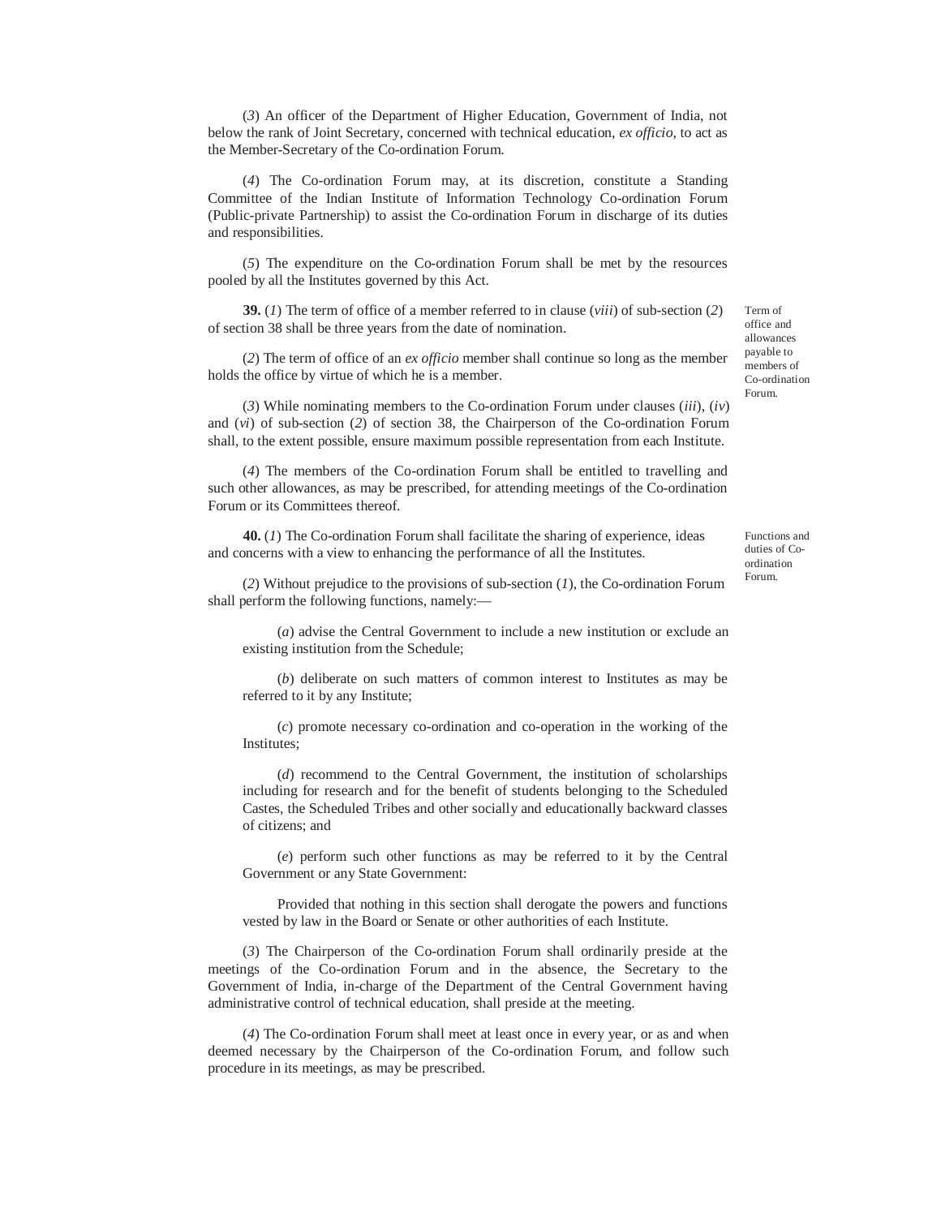(*3*) An officer of the Department of Higher Education, Government of India, not below the rank of Joint Secretary, concerned with technical education, *ex officio*, to act as the Member-Secretary of the Co-ordination Forum.

(*4*) The Co-ordination Forum may, at its discretion, constitute a Standing Committee of the Indian Institute of Information Technology Co-ordination Forum (Public-private Partnership) to assist the Co-ordination Forum in discharge of its duties and responsibilities.

(*5*) The expenditure on the Co-ordination Forum shall be met by the resources pooled by all the Institutes governed by this Act.

Term of office and allowances payable to members of Co-ordination Forum.

**39.** (*1*) The term of office of a member referred to in clause (*viii*) of sub-section (*2*) of section 38 shall be three years from the date of nomination.

(*2*) The term of office of an *ex officio* member shall continue so long as the member holds the office by virtue of which he is a member.

(*3*) While nominating members to the Co-ordination Forum under clauses (*iii*), (*iv*) and (*vi*) of sub-section (*2*) of section 38, the Chairperson of the Co-ordination Forum shall, to the extent possible, ensure maximum possible representation from each Institute.

(*4*) The members of the Co-ordination Forum shall be entitled to travelling and such other allowances, as may be prescribed, for attending meetings of the Co-ordination Forum or its Committees thereof.

Functions and duties of Co-ordination Forum.

**40.** (*1*) The Co-ordination Forum shall facilitate the sharing of experience, ideas and concerns with a view to enhancing the performance of all the Institutes.

(*2*) Without prejudice to the provisions of sub-section (*1*), the Co-ordination Forum shall perform the following functions, namely:—

(*a*) advise the Central Government to include a new institution or exclude an existing institution from the Schedule;

(*b*) deliberate on such matters of common interest to Institutes as may be referred to it by any Institute;

(*c*) promote necessary co-ordination and co-operation in the working of the Institutes;

(*d*) recommend to the Central Government, the institution of scholarships including for research and for the benefit of students belonging to the Scheduled Castes, the Scheduled Tribes and other socially and educationally backward classes of citizens; and

(*e*) perform such other functions as may be referred to it by the Central Government or any State Government:

Provided that nothing in this section shall derogate the powers and functions vested by law in the Board or Senate or other authorities of each Institute.

(*3*) The Chairperson of the Co-ordination Forum shall ordinarily preside at the meetings of the Co-ordination Forum and in the absence, the Secretary to the Government of India, in-charge of the Department of the Central Government having administrative control of technical education, shall preside at the meeting.

(*4*) The Co-ordination Forum shall meet at least once in every year, or as and when deemed necessary by the Chairperson of the Co-ordination Forum, and follow such procedure in its meetings, as may be prescribed.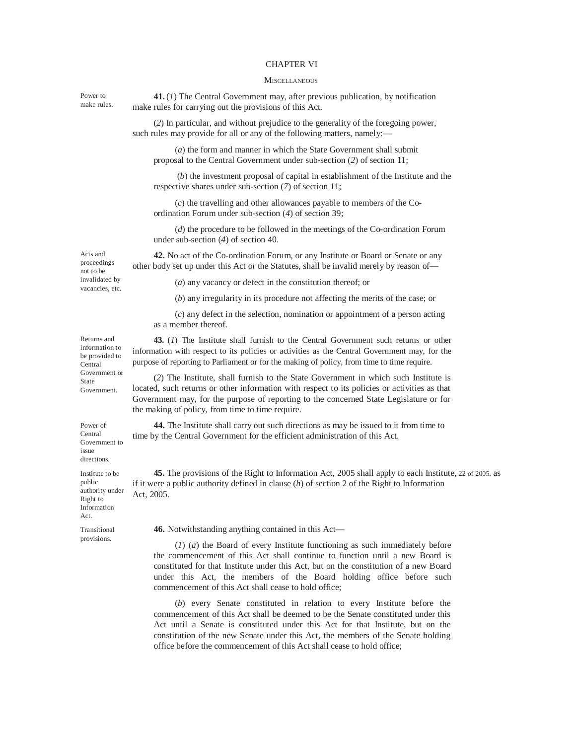## CHAPTER VI

### MISCELLANEOUS

Power to make rules.

**41.** (*1*) The Central Government may, after previous publication, by notification make rules for carrying out the provisions of this Act.

(*2*) In particular, and without prejudice to the generality of the foregoing power, such rules may provide for all or any of the following matters, namely:—

(*a*) the form and manner in which the State Government shall submit proposal to the Central Government under sub-section (*2*) of section 11;

(*b*) the investment proposal of capital in establishment of the Institute and the respective shares under sub-section (*7*) of section 11;

(*c*) the travelling and other allowances payable to members of the Co-ordination Forum under sub-section (*4*) of section 39;

(*d*) the procedure to be followed in the meetings of the Co-ordination Forum under sub-section (*4*) of section 40.

Acts and proceedings not to be invalidated by vacancies, etc.

**42.** No act of the Co-ordination Forum, or any Institute or Board or Senate or any other body set up under this Act or the Statutes, shall be invalid merely by reason of—

(*a*) any vacancy or defect in the constitution thereof; or

(*b*) any irregularity in its procedure not affecting the merits of the case; or

(*c*) any defect in the selection, nomination or appointment of a person acting as a member thereof.

Returns and information to be provided to Central Government or State Government.

**43.** (*1*) The Institute shall furnish to the Central Government such returns or other information with respect to its policies or activities as the Central Government may, for the purpose of reporting to Parliament or for the making of policy, from time to time require.

(*2*) The Institute, shall furnish to the State Government in which such Institute is located, such returns or other information with respect to its policies or activities as that Government may, for the purpose of reporting to the concerned State Legislature or for the making of policy, from time to time require.

Power of Central Government to issue directions.

**44.** The Institute shall carry out such directions as may be issued to it from time to time by the Central Government for the efficient administration of this Act.

Institute to be public authority under Right to Information Act.

**45.** The provisions of the Right to Information Act, 2005 shall apply to each Institute, as if it were a public authority defined in clause (*h*) of section 2 of the Right to Information Act, 2005.

22 of 2005.

Transitional provisions.

**46.** Notwithstanding anything contained in this Act—

(*1*) (*a*) the Board of every Institute functioning as such immediately before the commencement of this Act shall continue to function until a new Board is constituted for that Institute under this Act, but on the constitution of a new Board under this Act, the members of the Board holding office before such commencement of this Act shall cease to hold office;

(*b*) every Senate constituted in relation to every Institute before the commencement of this Act shall be deemed to be the Senate constituted under this Act until a Senate is constituted under this Act for that Institute, but on the constitution of the new Senate under this Act, the members of the Senate holding office before the commencement of this Act shall cease to hold office;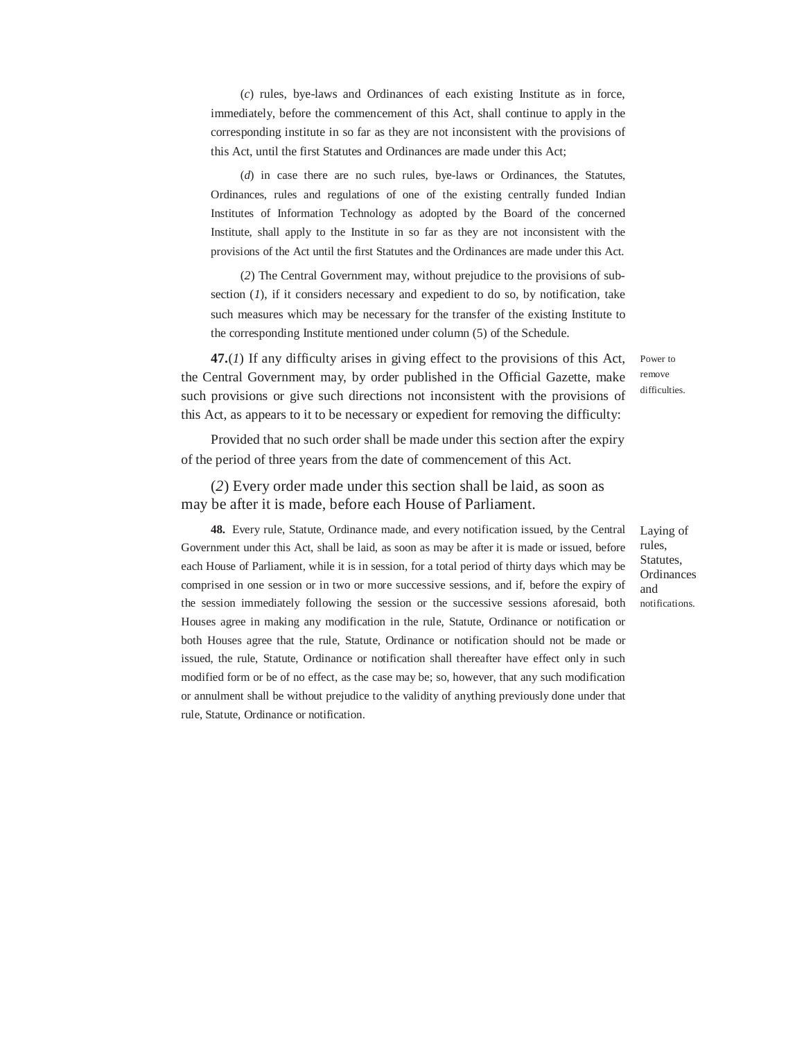(*c*) rules, bye-laws and Ordinances of each existing Institute as in force, immediately, before the commencement of this Act, shall continue to apply in the corresponding institute in so far as they are not inconsistent with the provisions of this Act, until the first Statutes and Ordinances are made under this Act;

(*d*) in case there are no such rules, bye-laws or Ordinances, the Statutes, Ordinances, rules and regulations of one of the existing centrally funded Indian Institutes of Information Technology as adopted by the Board of the concerned Institute, shall apply to the Institute in so far as they are not inconsistent with the provisions of the Act until the first Statutes and the Ordinances are made under this Act.

(*2*) The Central Government may, without prejudice to the provisions of sub-section (*1*), if it considers necessary and expedient to do so, by notification, take such measures which may be necessary for the transfer of the existing Institute to the corresponding Institute mentioned under column (5) of the Schedule.

Power to remove difficulties.

**47.**(*1*) If any difficulty arises in giving effect to the provisions of this Act, the Central Government may, by order published in the Official Gazette, make such provisions or give such directions not inconsistent with the provisions of this Act, as appears to it to be necessary or expedient for removing the difficulty:

Provided that no such order shall be made under this section after the expiry of the period of three years from the date of commencement of this Act.

(*2*) Every order made under this section shall be laid, as soon as may be after it is made, before each House of Parliament.

Laying of rules, Statutes, Ordinances and notifications.

**48.** Every rule, Statute, Ordinance made, and every notification issued, by the Central Government under this Act, shall be laid, as soon as may be after it is made or issued, before each House of Parliament, while it is in session, for a total period of thirty days which may be comprised in one session or in two or more successive sessions, and if, before the expiry of the session immediately following the session or the successive sessions aforesaid, both Houses agree in making any modification in the rule, Statute, Ordinance or notification or both Houses agree that the rule, Statute, Ordinance or notification should not be made or issued, the rule, Statute, Ordinance or notification shall thereafter have effect only in such modified form or be of no effect, as the case may be; so, however, that any such modification or annulment shall be without prejudice to the validity of anything previously done under that rule, Statute, Ordinance or notification.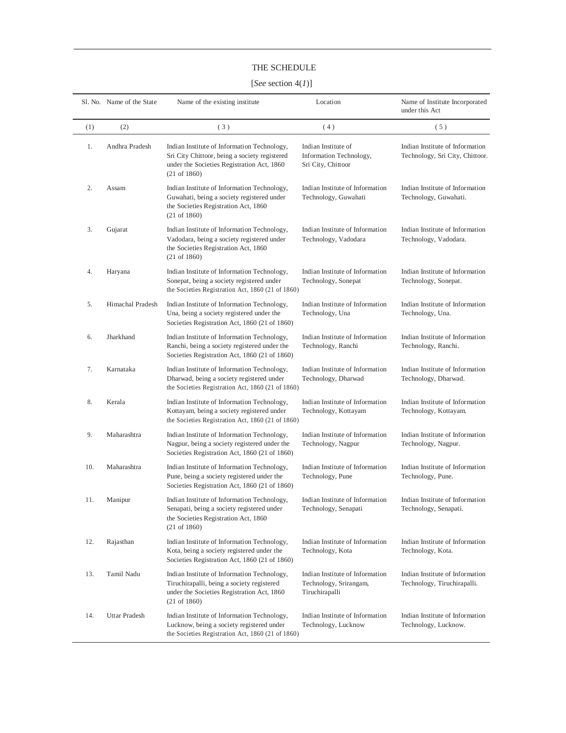# THE SCHEDULE

[*See* section 4(*1*)]

| Sl. No. | Name of the State | Name of the existing institute | Location | Name of Institute Incorporated under this Act |
|---|---|---|---|---|
| (1) | (2) | (3) | (4) | (5) |
| 1. | Andhra Pradesh | Indian Institute of Information Technology, Sri City Chittoor, being a society registered under the Societies Registration Act, 1860 (21 of 1860) | Indian Institute of Information Technology, Sri City, Chittoor | Indian Institute of Information Technology, Sri City, Chittoor. |
| 2. | Assam | Indian Institute of Information Technology, Guwahati, being a society registered under the Societies Registration Act, 1860 (21 of 1860) | Indian Institute of Information Technology, Guwahati | Indian Institute of Information Technology, Guwahati. |
| 3. | Gujarat | Indian Institute of Information Technology, Vadodara, being a society registered under the Societies Registration Act, 1860 (21 of 1860) | Indian Institute of Information Technology, Vadodara | Indian Institute of Information Technology, Vadodara. |
| 4. | Haryana | Indian Institute of Information Technology, Sonepat, being a society registered under the Societies Registration Act, 1860 (21 of 1860) | Indian Institute of Information Technology, Sonepat | Indian Institute of Information Technology, Sonepat. |
| 5. | Himachal Pradesh | Indian Institute of Information Technology, Una, being a society registered under the Societies Registration Act, 1860 (21 of 1860) | Indian Institute of Information Technology, Una | Indian Institute of Information Technology, Una. |
| 6. | Jharkhand | Indian Institute of Information Technology, Ranchi, being a society registered under the Societies Registration Act, 1860 (21 of 1860) | Indian Institute of Information Technology, Ranchi | Indian Institute of Information Technology, Ranchi. |
| 7. | Karnataka | Indian Institute of Information Technology, Dharwad, being a society registered under the Societies Registration Act, 1860 (21 of 1860) | Indian Institute of Information Technology, Dharwad | Indian Institute of Information Technology, Dharwad. |
| 8. | Kerala | Indian Institute of Information Technology, Kottayam, being a society registered under the Societies Registration Act, 1860 (21 of 1860) | Indian Institute of Information Technology, Kottayam | Indian Institute of Information Technology, Kottayam. |
| 9. | Maharashtra | Indian Institute of Information Technology, Nagpur, being a society registered under the Societies Registration Act, 1860 (21 of 1860) | Indian Institute of Information Technology, Nagpur | Indian Institute of Information Technology, Nagpur. |
| 10. | Maharashtra | Indian Institute of Information Technology, Pune, being a society registered under the Societies Registration Act, 1860 (21 of 1860) | Indian Institute of Information Technology, Pune | Indian Institute of Information Technology, Pune. |
| 11. | Manipur | Indian Institute of Information Technology, Senapati, being a society registered under the Societies Registration Act, 1860 (21 of 1860) | Indian Institute of Information Technology, Senapati | Indian Institute of Information Technology, Senapati. |
| 12. | Rajasthan | Indian Institute of Information Technology, Kota, being a society registered under the Societies Registration Act, 1860 (21 of 1860) | Indian Institute of Information Technology, Kota | Indian Institute of Information Technology, Kota. |
| 13. | Tamil Nadu | Indian Institute of Information Technology, Tiruchirapalli, being a society registered under the Societies Registration Act, 1860 (21 of 1860) | Indian Institute of Information Technology, Srirangam, Tiruchirapalli | Indian Institute of Information Technology, Tiruchirapalli. |
| 14. | Uttar Pradesh | Indian Institute of Information Technology, Lucknow, being a society registered under the Societies Registration Act, 1860 (21 of 1860) | Indian Institute of Information Technology, Lucknow | Indian Institute of Information Technology, Lucknow. |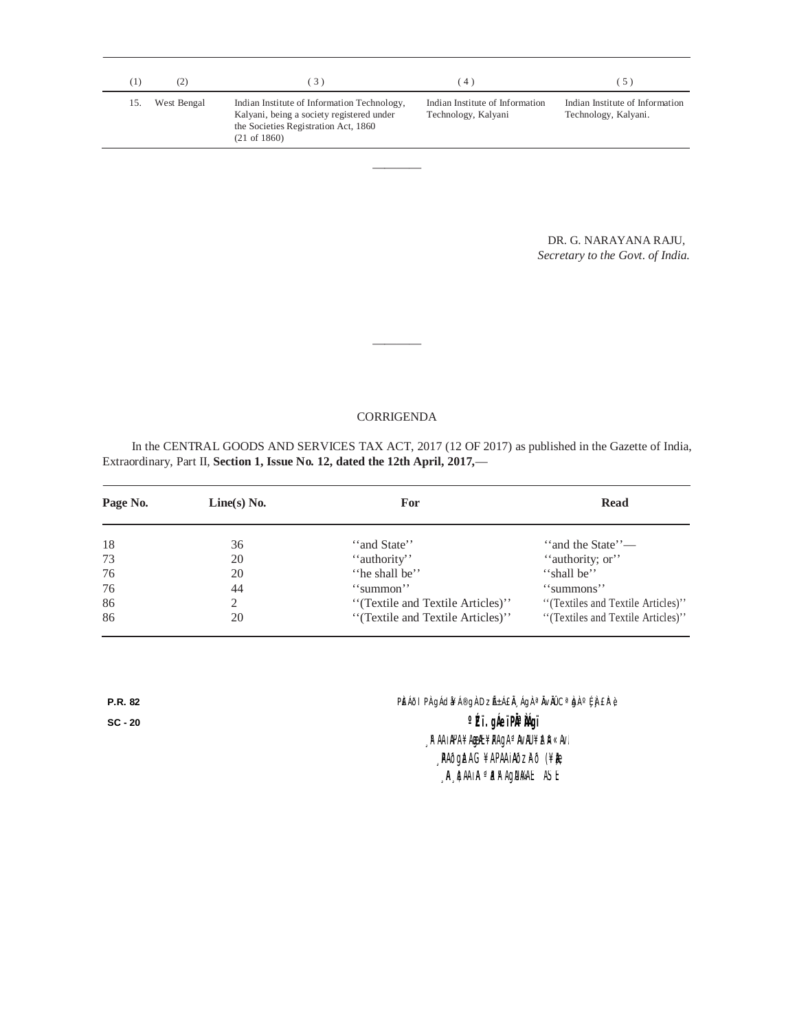| (1) | (2) | ( 3 ) | ( 4 ) | ( 5 ) |
|---|---|---|---|---|
| 15. | West Bengal | Indian Institute of Information Technology, Kalyani, being a society registered under the Societies Registration Act, 1860 (21 of 1860) | Indian Institute of Information Technology, Kalyani | Indian Institute of Information Technology, Kalyani. |

DR. G. NARAYANA RAJU,
*Secretary to the Govt. of India.*

## CORRIGENDA

In the CENTRAL GOODS AND SERVICES TAX ACT, 2017 (12 OF 2017) as published in the Gazette of India, Extraordinary, Part II, **Section 1, Issue No. 12, dated the 12th April, 2017,**—

| Page No. | Line(s) No. | For | Read |
|---|---|---|---|
| 18 | 36 | ''and State'' | ''and the State''— |
| 73 | 20 | ''authority'' | ''authority; or'' |
| 76 | 20 | ''he shall be'' | ''shall be'' |
| 76 | 44 | ''summon'' | ''summons'' |
| 86 | 2 | ''(Textile and Textile Articles)'' | ''(Textiles and Textile Articles)'' |
| 86 | 20 | ''(Textile and Textile Articles)'' | ''(Textiles and Textile Articles)'' |

**P.R. 82**

**SC - 20**

PÉÁðI PÀgÁdðÃ¥Á®gÀ Dz˱Á£ÀĸÁgÀ ªÀÄvÀÄÛ CªÀgÀ ºÉ¸Àj£À°è

**ºÉZï. gÁeïPÀĪÀiÁgï**

¸ÀPÁðjà ªÀÄÄzÀæuÁ®AiÀÄzÀ ªÀÄÄRå ¤AiÀÄAvÀæPÀgÀÄ

¸ÀPÁðj ªÀÄÄzÀæuÁ®AiÀÄ, ¥ÀÄlÖtÚ

¸Á¸ÀAiÀÄ ªÀÄ£ÀUÀgÀ, ¨ÉAUÀ¼ÀÆgÀÄ